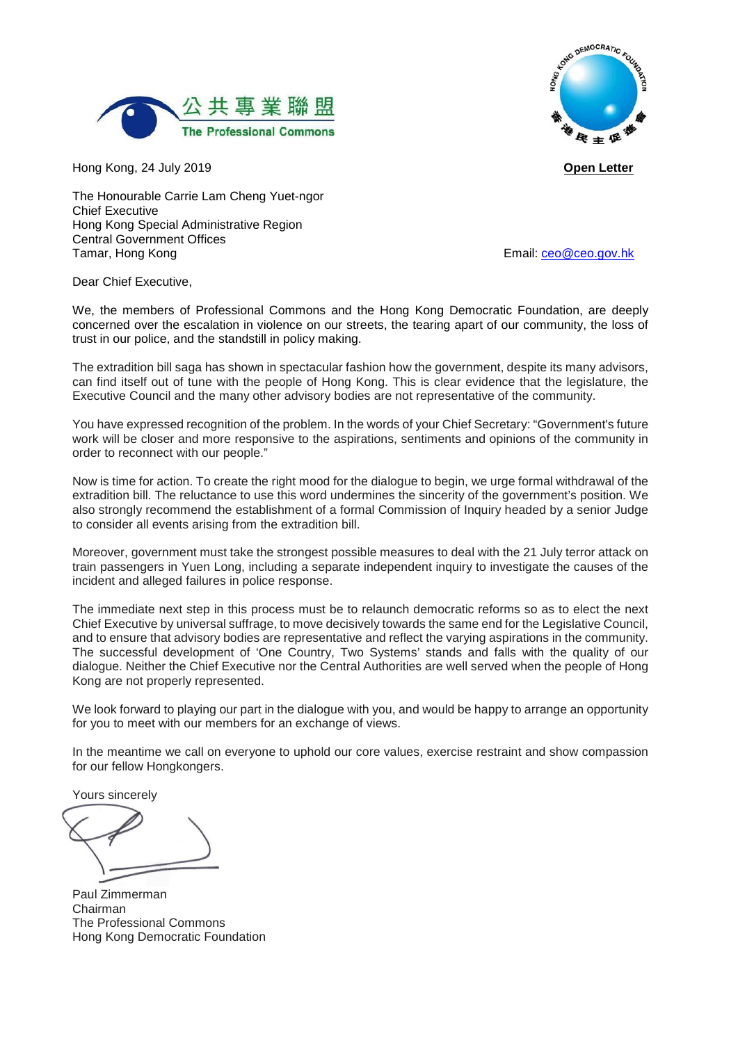公共專業聯盟
The Professional Commons

Hong Kong, 24 July 2019

**Open Letter**

The Honourable Carrie Lam Cheng Yuet-ngor
Chief Executive
Hong Kong Special Administrative Region
Central Government Offices
Tamar, Hong Kong

Email: ceo@ceo.gov.hk

Dear Chief Executive,

We, the members of Professional Commons and the Hong Kong Democratic Foundation, are deeply concerned over the escalation in violence on our streets, the tearing apart of our community, the loss of trust in our police, and the standstill in policy making.

The extradition bill saga has shown in spectacular fashion how the government, despite its many advisors, can find itself out of tune with the people of Hong Kong. This is clear evidence that the legislature, the Executive Council and the many other advisory bodies are not representative of the community.

You have expressed recognition of the problem. In the words of your Chief Secretary: "Government's future work will be closer and more responsive to the aspirations, sentiments and opinions of the community in order to reconnect with our people."

Now is time for action. To create the right mood for the dialogue to begin, we urge formal withdrawal of the extradition bill. The reluctance to use this word undermines the sincerity of the government's position. We also strongly recommend the establishment of a formal Commission of Inquiry headed by a senior Judge to consider all events arising from the extradition bill.

Moreover, government must take the strongest possible measures to deal with the 21 July terror attack on train passengers in Yuen Long, including a separate independent inquiry to investigate the causes of the incident and alleged failures in police response.

The immediate next step in this process must be to relaunch democratic reforms so as to elect the next Chief Executive by universal suffrage, to move decisively towards the same end for the Legislative Council, and to ensure that advisory bodies are representative and reflect the varying aspirations in the community. The successful development of 'One Country, Two Systems' stands and falls with the quality of our dialogue. Neither the Chief Executive nor the Central Authorities are well served when the people of Hong Kong are not properly represented.

We look forward to playing our part in the dialogue with you, and would be happy to arrange an opportunity for you to meet with our members for an exchange of views.

In the meantime we call on everyone to uphold our core values, exercise restraint and show compassion for our fellow Hongkongers.

Yours sincerely

Paul Zimmerman
Chairman
The Professional Commons
Hong Kong Democratic Foundation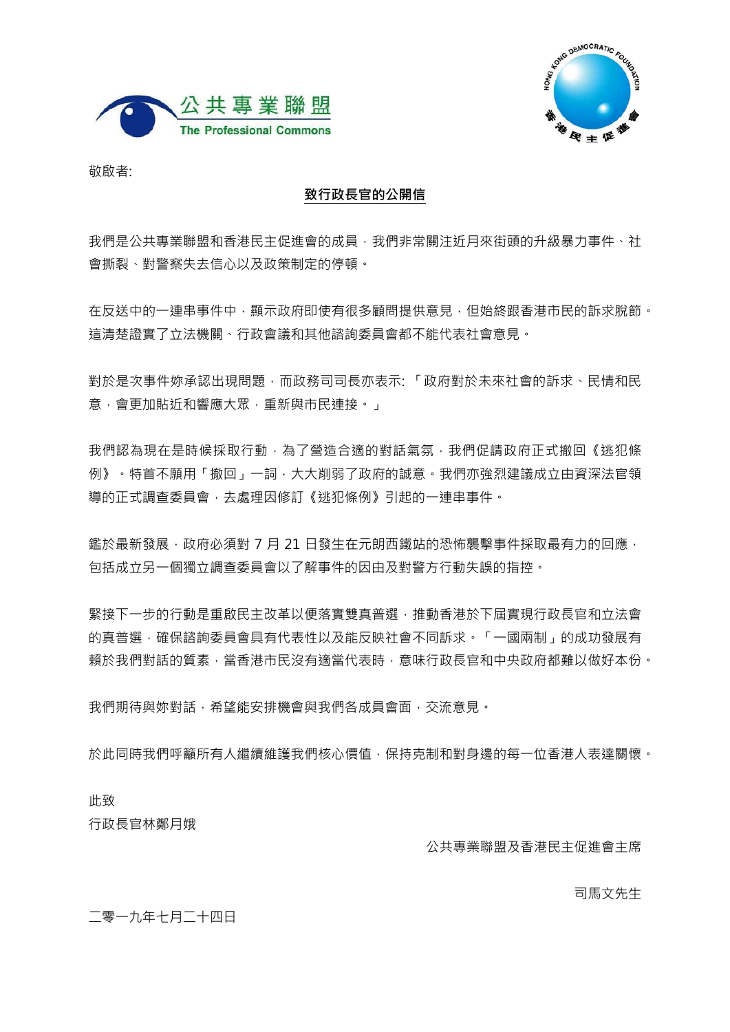敬啟者:

**致行政長官的公開信**

我們是公共專業聯盟和香港民主促進會的成員，我們非常關注近月來街頭的升級暴力事件、社會撕裂、對警察失去信心以及政策制定的停頓。

在反送中的一連串事件中，顯示政府即使有很多顧問提供意見，但始終跟香港市民的訴求脫節。這清楚證實了立法機關、行政會議和其他諮詢委員會都不能代表社會意見。

對於是次事件妳承認出現問題，而政務司司長亦表示:「政府對於未來社會的訴求、民情和民意，會更加貼近和響應大眾，重新與市民連接。」

我們認為現在是時候採取行動，為了營造合適的對話氣氛，我們促請政府正式撤回《逃犯條例》。特首不願用「撤回」一詞，大大削弱了政府的誠意。我們亦強烈建議成立由資深法官領導的正式調查委員會，去處理因修訂《逃犯條例》引起的一連串事件。

鑑於最新發展，政府必須對 7 月 21 日發生在元朗西鐵站的恐怖襲擊事件採取最有力的回應，包括成立另一個獨立調查委員會以了解事件的因由及對警方行動失誤的指控。

緊接下一步的行動是重啟民主改革以便落實雙真普選，推動香港於下屆實現行政長官和立法會的真普選，確保諮詢委員會具有代表性以及能反映社會不同訴求。「一國兩制」的成功發展有賴於我們對話的質素，當香港市民沒有適當代表時，意味行政長官和中央政府都難以做好本份。

我們期待與妳對話，希望能安排機會與我們各成員會面，交流意見。

於此同時我們呼籲所有人繼續維護我們核心價值，保持克制和對身邊的每一位香港人表達關懷。

此致

行政長官林鄭月娥

公共專業聯盟及香港民主促進會主席

司馬文先生

二零一九年七月二十四日